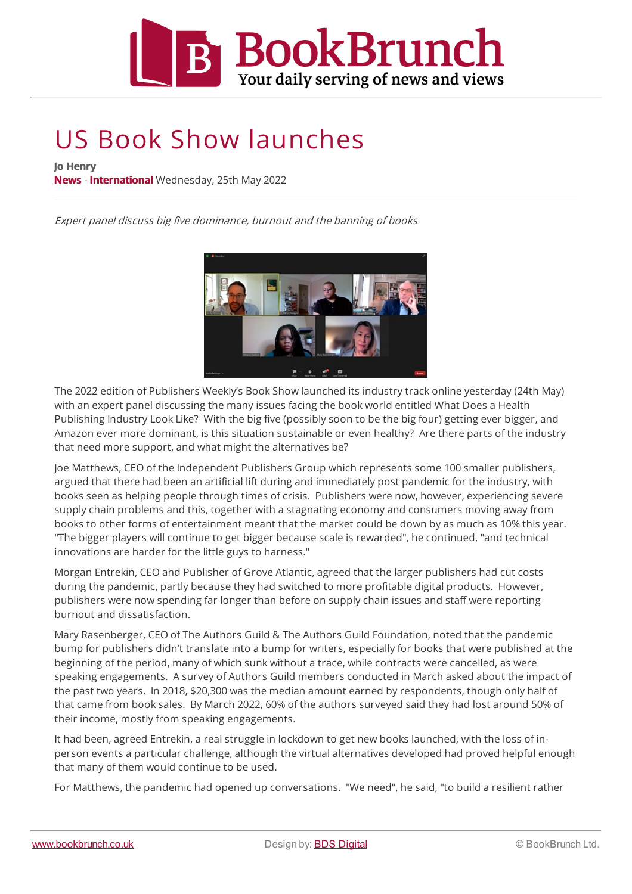# US Book Show launches

**Jo Henry**
**News** - **International** Wednesday, 25th May 2022

*Expert panel discuss big five dominance, burnout and the banning of books*

The 2022 edition of Publishers Weekly's Book Show launched its industry track online yesterday (24th May) with an expert panel discussing the many issues facing the book world entitled What Does a Health Publishing Industry Look Like? With the big five (possibly soon to be the big four) getting ever bigger, and Amazon ever more dominant, is this situation sustainable or even healthy? Are there parts of the industry that need more support, and what might the alternatives be?

Joe Matthews, CEO of the Independent Publishers Group which represents some 100 smaller publishers, argued that there had been an artificial lift during and immediately post pandemic for the industry, with books seen as helping people through times of crisis. Publishers were now, however, experiencing severe supply chain problems and this, together with a stagnating economy and consumers moving away from books to other forms of entertainment meant that the market could be down by as much as 10% this year. "The bigger players will continue to get bigger because scale is rewarded", he continued, "and technical innovations are harder for the little guys to harness."

Morgan Entrekin, CEO and Publisher of Grove Atlantic, agreed that the larger publishers had cut costs during the pandemic, partly because they had switched to more profitable digital products. However, publishers were now spending far longer than before on supply chain issues and staff were reporting burnout and dissatisfaction.

Mary Rasenberger, CEO of The Authors Guild & The Authors Guild Foundation, noted that the pandemic bump for publishers didn't translate into a bump for writers, especially for books that were published at the beginning of the period, many of which sunk without a trace, while contracts were cancelled, as were speaking engagements. A survey of Authors Guild members conducted in March asked about the impact of the past two years. In 2018, $20,300 was the median amount earned by respondents, though only half of that came from book sales. By March 2022, 60% of the authors surveyed said they had lost around 50% of their income, mostly from speaking engagements.

It had been, agreed Entrekin, a real struggle in lockdown to get new books launched, with the loss of in-person events a particular challenge, although the virtual alternatives developed had proved helpful enough that many of them would continue to be used.

For Matthews, the pandemic had opened up conversations. "We need", he said, "to build a resilient rather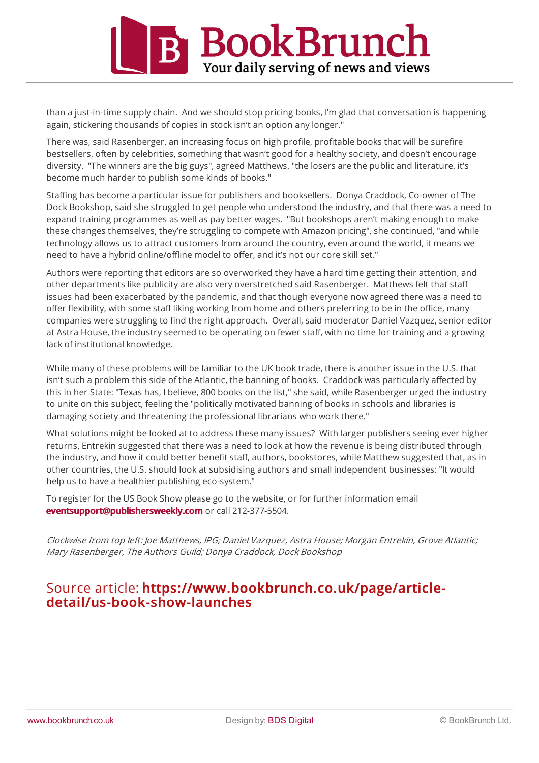than a just-in-time supply chain.  And we should stop pricing books, I'm glad that conversation is happening again, stickering thousands of copies in stock isn't an option any longer."

There was, said Rasenberger, an increasing focus on high profile, profitable books that will be surefire bestsellers, often by celebrities, something that wasn't good for a healthy society, and doesn't encourage diversity.  "The winners are the big guys", agreed Matthews, "the losers are the public and literature, it's become much harder to publish some kinds of books."

Staffing has become a particular issue for publishers and booksellers.  Donya Craddock, Co-owner of The Dock Bookshop, said she struggled to get people who understood the industry, and that there was a need to expand training programmes as well as pay better wages.  "But bookshops aren't making enough to make these changes themselves, they're struggling to compete with Amazon pricing", she continued, "and while technology allows us to attract customers from around the country, even around the world, it means we need to have a hybrid online/offline model to offer, and it's not our core skill set."

Authors were reporting that editors are so overworked they have a hard time getting their attention, and other departments like publicity are also very overstretched said Rasenberger.  Matthews felt that staff issues had been exacerbated by the pandemic, and that though everyone now agreed there was a need to offer flexibility, with some staff liking working from home and others preferring to be in the office, many companies were struggling to find the right approach.  Overall, said moderator Daniel Vazquez, senior editor at Astra House, the industry seemed to be operating on fewer staff, with no time for training and a growing lack of institutional knowledge.

While many of these problems will be familiar to the UK book trade, there is another issue in the U.S. that isn't such a problem this side of the Atlantic, the banning of books.  Craddock was particularly affected by this in her State: "Texas has, I believe, 800 books on the list," she said, while Rasenberger urged the industry to unite on this subject, feeling the "politically motivated banning of books in schools and libraries is damaging society and threatening the professional librarians who work there."

What solutions might be looked at to address these many issues?  With larger publishers seeing ever higher returns, Entrekin suggested that there was a need to look at how the revenue is being distributed through the industry, and how it could better benefit staff, authors, bookstores, while Matthew suggested that, as in other countries, the U.S. should look at subsidising authors and small independent businesses: "It would help us to have a healthier publishing eco-system."

To register for the US Book Show please go to the website, or for further information email **eventsupport@publishersweekly.com** or call 212-377-5504.

*Clockwise from top left: Joe Matthews, IPG; Daniel Vazquez, Astra House; Morgan Entrekin, Grove Atlantic; Mary Rasenberger, The Authors Guild; Donya Craddock, Dock Bookshop*

## Source article: **https://www.bookbrunch.co.uk/page/article-detail/us-book-show-launches**